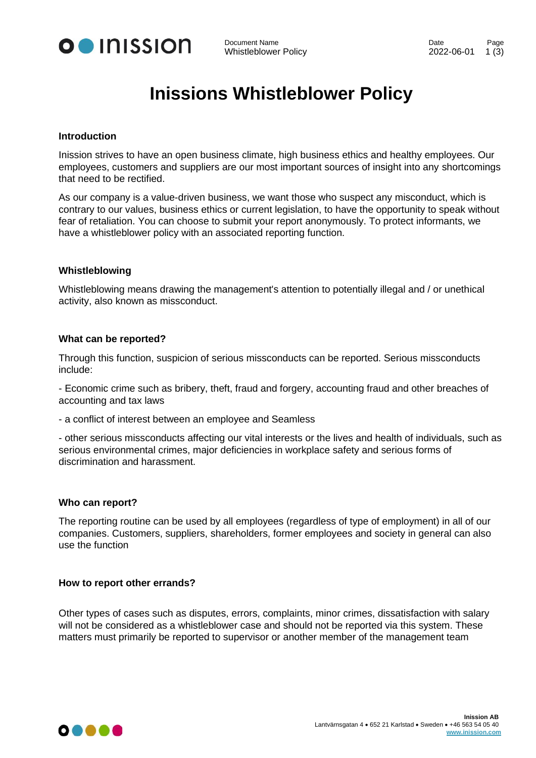# Inissions Whistleblower Policy

### Introduction

Inission strives to have an open business climate, high business ethics and healthy employees. Our employees, customers and suppliers are our most important sources of insight into any shortcomings that need to be rectified.

As our company is a value-driven business, we want those who suspect any misconduct, which is contrary to our values, business ethics or current legislation, to have the opportunity to speak without fear of retaliation. You can choose to submit your report anonymously. To protect informants, we have a whistleblower policy with an associated reporting function.

### Whistleblowing

Whistleblowing means drawing the management's attention to potentially illegal and / or unethical activity, also known as missconduct.

### What can be reported?

Through this function, suspicion of serious missconducts can be reported. Serious missconducts include:

- Economic crime such as bribery, theft, fraud and forgery, accounting fraud and other breaches of accounting and tax laws
- a conflict of interest between an employee and Seamless
- other serious missconducts affecting our vital interests or the lives and health of individuals, such as serious environmental crimes, major deficiencies in workplace safety and serious forms of discrimination and harassment.

### Who can report?

The reporting routine can be used by all employees (regardless of type of employment) in all of our companies. Customers, suppliers, shareholders, former employees and society in general can also use the function

### How to report other errands?

Other types of cases such as disputes, errors, complaints, minor crimes, dissatisfaction with salary will not be considered as a whistleblower case and should not be reported via this system. These matters must primarily be reported to supervisor or another member of the management team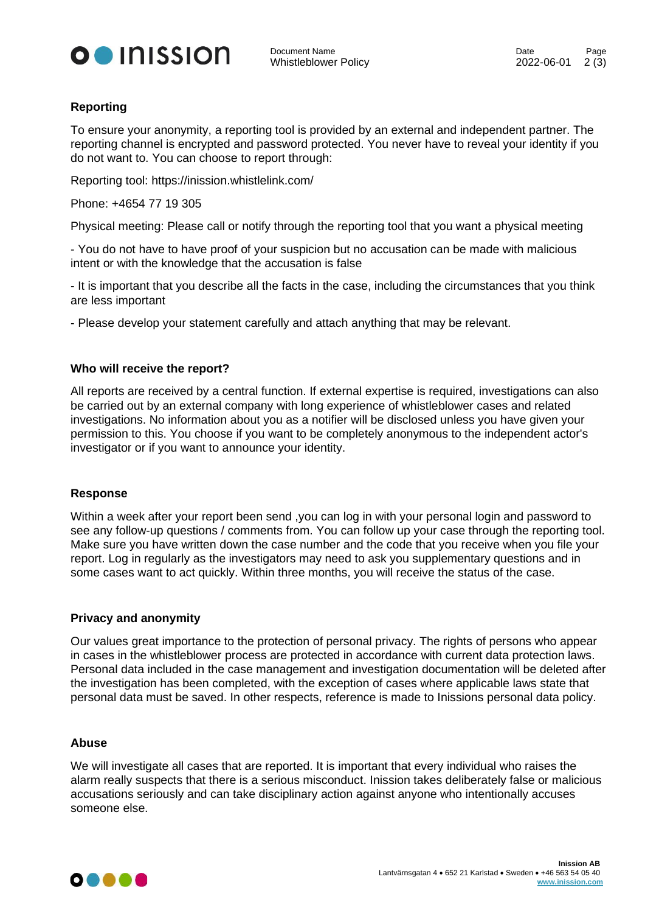## Reporting

To ensure your anonymity, a reporting tool is provided by an external and independent partner. The reporting channel is encrypted and password protected. You never have to reveal your identity if you do not want to. You can choose to report through:

Reporting tool: https://inission.whistlelink.com/

Phone: +4654 77 19 305

Physical meeting: Please call or notify through the reporting tool that you want a physical meeting

- You do not have to have proof of your suspicion but no accusation can be made with malicious intent or with the knowledge that the accusation is false
- It is important that you describe all the facts in the case, including the circumstances that you think are less important
- Please develop your statement carefully and attach anything that may be relevant.

### Who will receive the report?

All reports are received by a central function. If external expertise is required, investigations can also be carried out by an external company with long experience of whistleblower cases and related investigations. No information about you as a notifier will be disclosed unless you have given your permission to this. You choose if you want to be completely anonymous to the independent actor's investigator or if you want to announce your identity.

### Response

Within a week after your report been send ,you can log in with your personal login and password to see any follow-up questions / comments from. You can follow up your case through the reporting tool. Make sure you have written down the case number and the code that you receive when you file your report. Log in regularly as the investigators may need to ask you supplementary questions and in some cases want to act quickly. Within three months, you will receive the status of the case.

### Privacy and anonymity

Our values great importance to the protection of personal privacy. The rights of persons who appear in cases in the whistleblower process are protected in accordance with current data protection laws. Personal data included in the case management and investigation documentation will be deleted after the investigation has been completed, with the exception of cases where applicable laws state that personal data must be saved. In other respects, reference is made to Inissions personal data policy.

### Abuse

We will investigate all cases that are reported. It is important that every individual who raises the alarm really suspects that there is a serious misconduct. Inission takes deliberately false or malicious accusations seriously and can take disciplinary action against anyone who intentionally accuses someone else.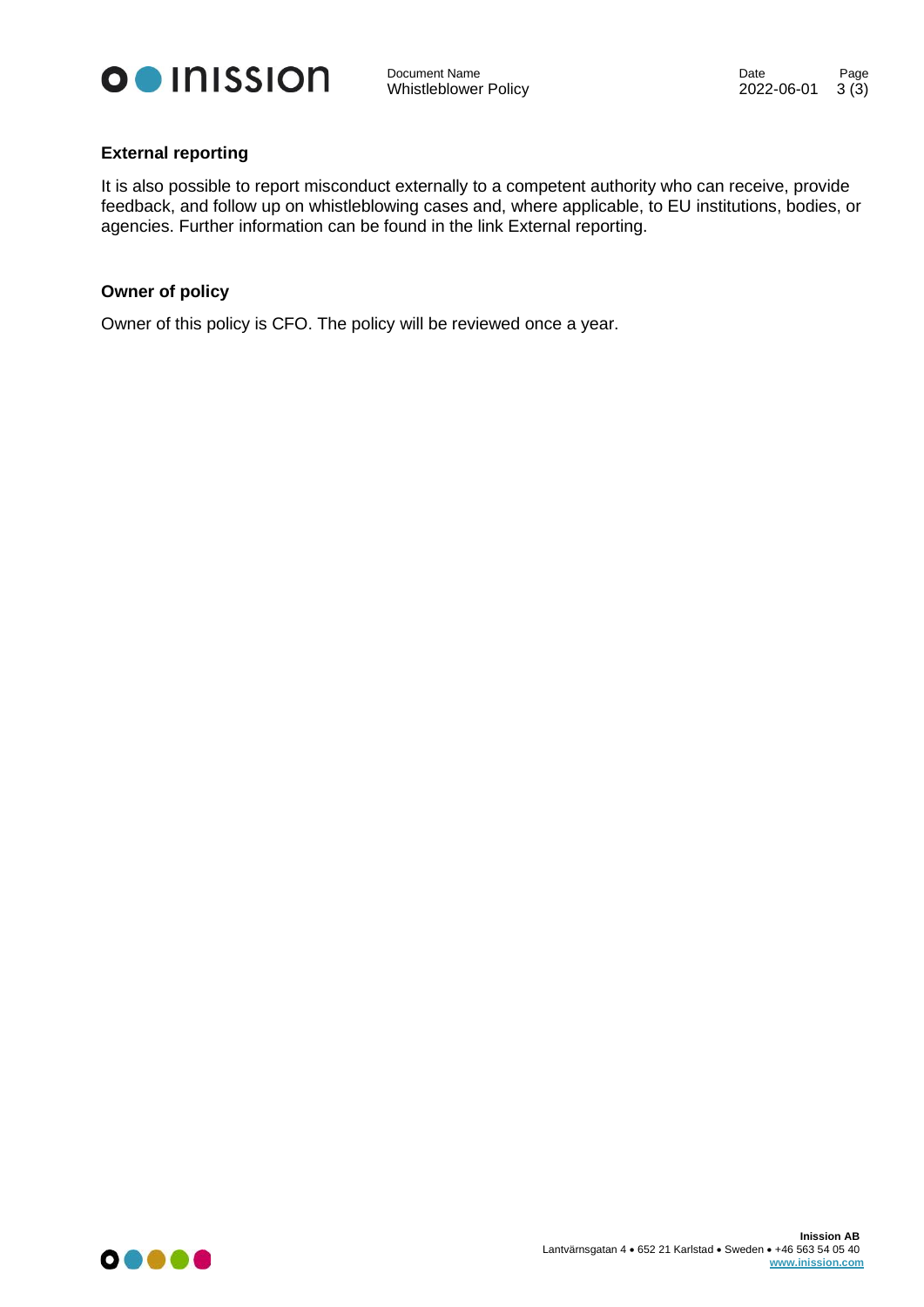**External reporting**

It is also possible to report misconduct externally to a competent authority who can receive, provide feedback, and follow up on whistleblowing cases and, where applicable, to EU institutions, bodies, or agencies. Further information can be found in the link External reporting.

**Owner of policy**

Owner of this policy is CFO. The policy will be reviewed once a year.